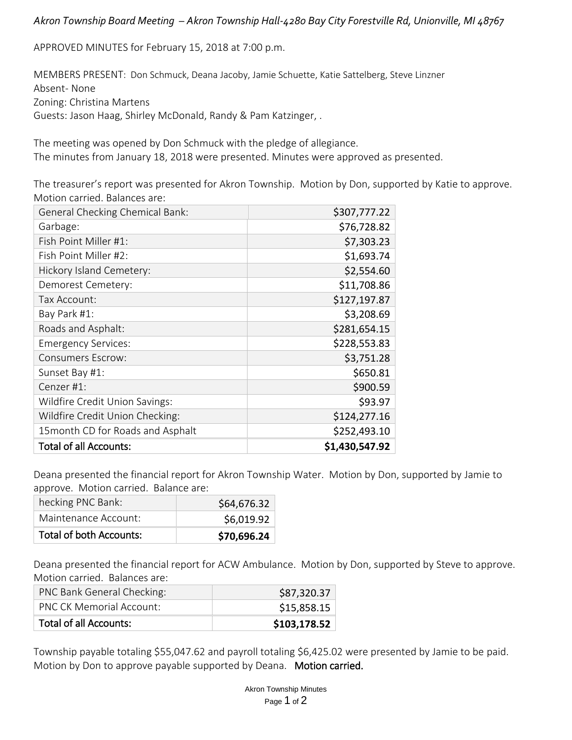*Akron Township Board Meeting – Akron Township Hall-4280 Bay City Forestville Rd, Unionville, MI 48767*

APPROVED MINUTES for February 15, 2018 at 7:00 p.m.

MEMBERS PRESENT: Don Schmuck, Deana Jacoby, Jamie Schuette, Katie Sattelberg, Steve Linzner
Absent- None
Zoning: Christina Martens
Guests: Jason Haag, Shirley McDonald, Randy & Pam Katzinger, .

The meeting was opened by Don Schmuck with the pledge of allegiance.
The minutes from January 18, 2018 were presented. Minutes were approved as presented.

The treasurer's report was presented for Akron Township. Motion by Don, supported by Katie to approve. Motion carried. Balances are:

| | |
|---|---:|
| General Checking Chemical Bank: | $307,777.22 |
| Garbage: | $76,728.82 |
| Fish Point Miller #1: | $7,303.23 |
| Fish Point Miller #2: | $1,693.74 |
| Hickory Island Cemetery: | $2,554.60 |
| Demorest Cemetery: | $11,708.86 |
| Tax Account: | $127,197.87 |
| Bay Park #1: | $3,208.69 |
| Roads and Asphalt: | $281,654.15 |
| Emergency Services: | $228,553.83 |
| Consumers Escrow: | $3,751.28 |
| Sunset Bay #1: | $650.81 |
| Cenzer #1: | $900.59 |
| Wildfire Credit Union Savings: | $93.97 |
| Wildfire Credit Union Checking: | $124,277.16 |
| 15month CD for Roads and Asphalt | $252,493.10 |
| **Total of all Accounts:** | **$1,430,547.92** |

Deana presented the financial report for Akron Township Water. Motion by Don, supported by Jamie to approve. Motion carried. Balance are:

| | |
|---|---:|
| hecking PNC Bank: | $64,676.32 |
| Maintenance Account: | $6,019.92 |
| **Total of both Accounts:** | **$70,696.24** |

Deana presented the financial report for ACW Ambulance. Motion by Don, supported by Steve to approve. Motion carried. Balances are:

| | |
|---|---:|
| PNC Bank General Checking: | $87,320.37 |
| PNC CK Memorial Account: | $15,858.15 |
| **Total of all Accounts:** | **$103,178.52** |

Township payable totaling $55,047.62 and payroll totaling $6,425.02 were presented by Jamie to be paid. Motion by Don to approve payable supported by Deana. **Motion carried.**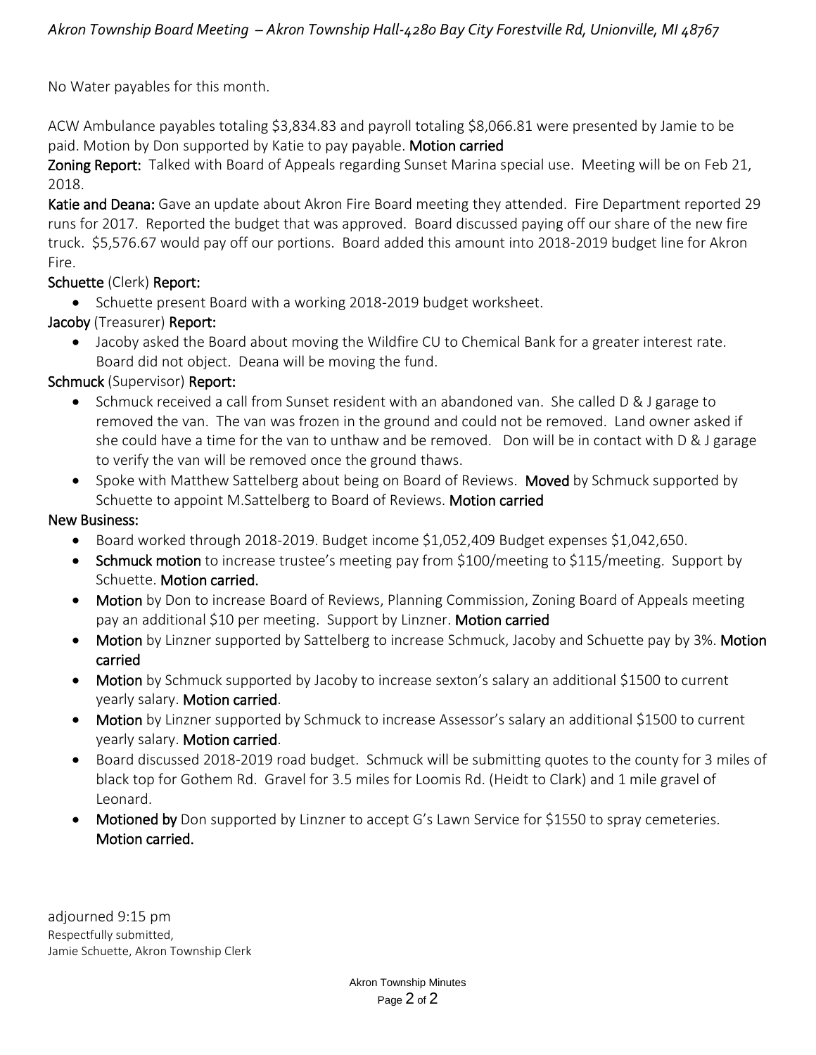No Water payables for this month.

ACW Ambulance payables totaling $3,834.83 and payroll totaling $8,066.81 were presented by Jamie to be paid. Motion by Don supported by Katie to pay payable. **Motion carried**

**Zoning Report:** Talked with Board of Appeals regarding Sunset Marina special use. Meeting will be on Feb 21, 2018.

**Katie and Deana:** Gave an update about Akron Fire Board meeting they attended. Fire Department reported 29 runs for 2017. Reported the budget that was approved. Board discussed paying off our share of the new fire truck. $5,576.67 would pay off our portions. Board added this amount into 2018-2019 budget line for Akron Fire.

**Schuette** (Clerk) **Report:**

- Schuette present Board with a working 2018-2019 budget worksheet.

**Jacoby** (Treasurer) **Report:**

- Jacoby asked the Board about moving the Wildfire CU to Chemical Bank for a greater interest rate. Board did not object. Deana will be moving the fund.

**Schmuck** (Supervisor) **Report:**

- Schmuck received a call from Sunset resident with an abandoned van. She called D & J garage to removed the van. The van was frozen in the ground and could not be removed. Land owner asked if she could have a time for the van to unthaw and be removed. Don will be in contact with D & J garage to verify the van will be removed once the ground thaws.
- Spoke with Matthew Sattelberg about being on Board of Reviews. **Moved** by Schmuck supported by Schuette to appoint M.Sattelberg to Board of Reviews. **Motion carried**

**New Business:**

- Board worked through 2018-2019. Budget income $1,052,409 Budget expenses $1,042,650.
- **Schmuck motion** to increase trustee's meeting pay from $100/meeting to $115/meeting. Support by Schuette. **Motion carried.**
- **Motion** by Don to increase Board of Reviews, Planning Commission, Zoning Board of Appeals meeting pay an additional $10 per meeting. Support by Linzner. **Motion carried**
- **Motion** by Linzner supported by Sattelberg to increase Schmuck, Jacoby and Schuette pay by 3%. **Motion carried**
- **Motion** by Schmuck supported by Jacoby to increase sexton's salary an additional $1500 to current yearly salary. **Motion carried**.
- **Motion** by Linzner supported by Schmuck to increase Assessor's salary an additional $1500 to current yearly salary. **Motion carried**.
- Board discussed 2018-2019 road budget. Schmuck will be submitting quotes to the county for 3 miles of black top for Gothem Rd. Gravel for 3.5 miles for Loomis Rd. (Heidt to Clark) and 1 mile gravel of Leonard.
- **Motioned by** Don supported by Linzner to accept G's Lawn Service for $1550 to spray cemeteries. **Motion carried.**

adjourned 9:15 pm

Respectfully submitted,

Jamie Schuette, Akron Township Clerk